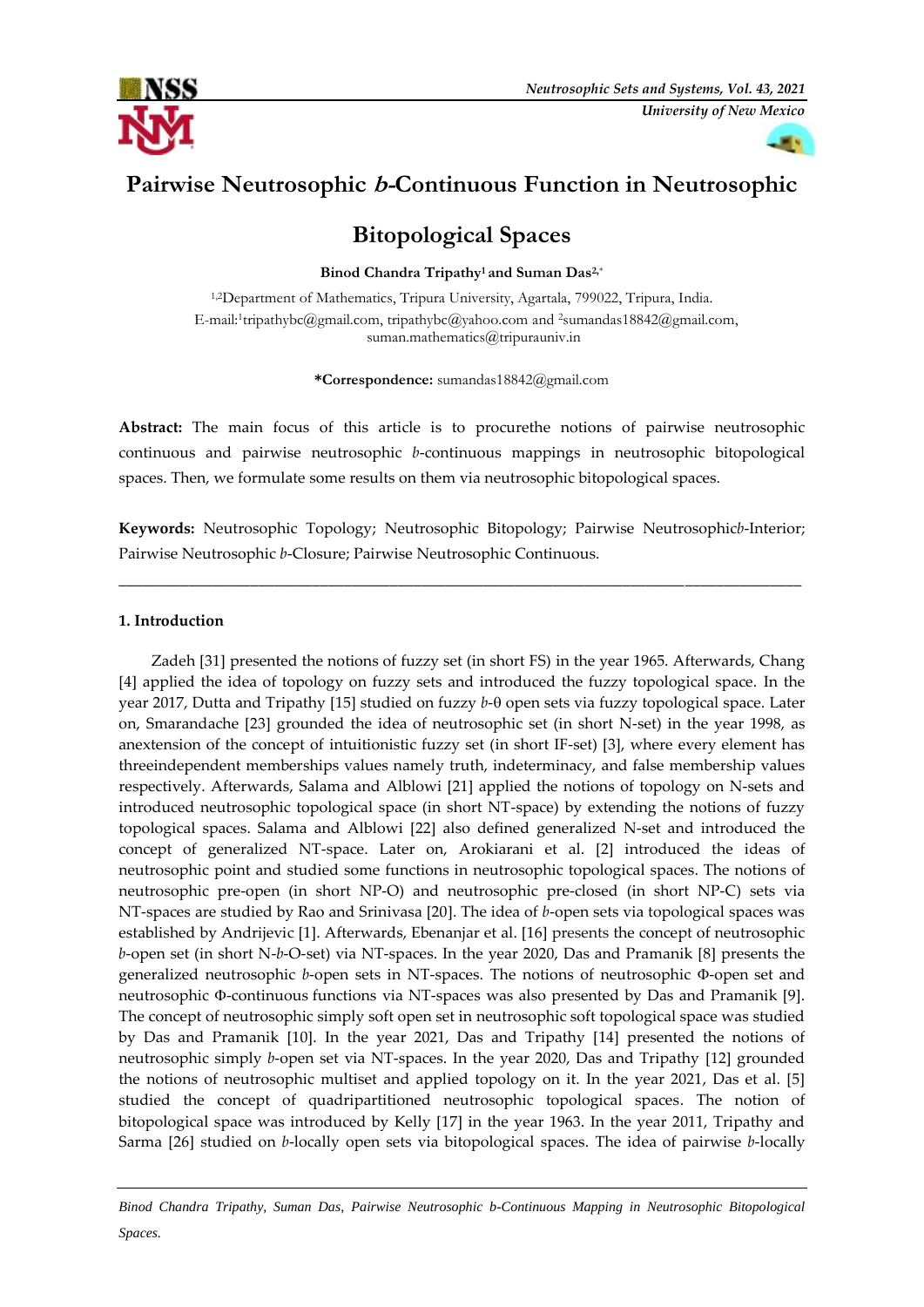# Pairwise Neutrosophic *b*-Continuous Function in Neutrosophic Bitopological Spaces

**Binod Chandra Tripathy[1] and Suman Das[2,*]**

[1,2]Department of Mathematics, Tripura University, Agartala, 799022, Tripura, India.
E-mail:[1]tripathybc@gmail.com, tripathybc@yahoo.com and [2]sumandas18842@gmail.com, suman.mathematics@tripurauniv.in

**\*Correspondence:** sumandas18842@gmail.com

**Abstract:** The main focus of this article is to procurethe notions of pairwise neutrosophic continuous and pairwise neutrosophic *b*-continuous mappings in neutrosophic bitopological spaces. Then, we formulate some results on them via neutrosophic bitopological spaces.

**Keywords:** Neutrosophic Topology; Neutrosophic Bitopology; Pairwise Neutrosophic*b*-Interior; Pairwise Neutrosophic *b*-Closure; Pairwise Neutrosophic Continuous.

---

## 1. Introduction

Zadeh [31] presented the notions of fuzzy set (in short FS) in the year 1965. Afterwards, Chang [4] applied the idea of topology on fuzzy sets and introduced the fuzzy topological space. In the year 2017, Dutta and Tripathy [15] studied on fuzzy *b*-θ open sets via fuzzy topological space. Later on, Smarandache [23] grounded the idea of neutrosophic set (in short N-set) in the year 1998, as anextension of the concept of intuitionistic fuzzy set (in short IF-set) [3], where every element has threeindependent memberships values namely truth, indeterminacy, and false membership values respectively. Afterwards, Salama and Alblowi [21] applied the notions of topology on N-sets and introduced neutrosophic topological space (in short NT-space) by extending the notions of fuzzy topological spaces. Salama and Alblowi [22] also defined generalized N-set and introduced the concept of generalized NT-space. Later on, Arokiarani et al. [2] introduced the ideas of neutrosophic point and studied some functions in neutrosophic topological spaces. The notions of neutrosophic pre-open (in short NP-O) and neutrosophic pre-closed (in short NP-C) sets via NT-spaces are studied by Rao and Srinivasa [20]. The idea of *b*-open sets via topological spaces was established by Andrijevic [1]. Afterwards, Ebenanjar et al. [16] presents the concept of neutrosophic *b*-open set (in short N-*b*-O-set) via NT-spaces. In the year 2020, Das and Pramanik [8] presents the generalized neutrosophic *b*-open sets in NT-spaces. The notions of neutrosophic Φ-open set and neutrosophic Φ-continuous functions via NT-spaces was also presented by Das and Pramanik [9]. The concept of neutrosophic simply soft open set in neutrosophic soft topological space was studied by Das and Pramanik [10]. In the year 2021, Das and Tripathy [14] presented the notions of neutrosophic simply *b*-open set via NT-spaces. In the year 2020, Das and Tripathy [12] grounded the notions of neutrosophic multiset and applied topology on it. In the year 2021, Das et al. [5] studied the concept of quadripartitioned neutrosophic topological spaces. The notion of bitopological space was introduced by Kelly [17] in the year 1963. In the year 2011, Tripathy and Sarma [26] studied on *b*-locally open sets via bitopological spaces. The idea of pairwise *b*-locally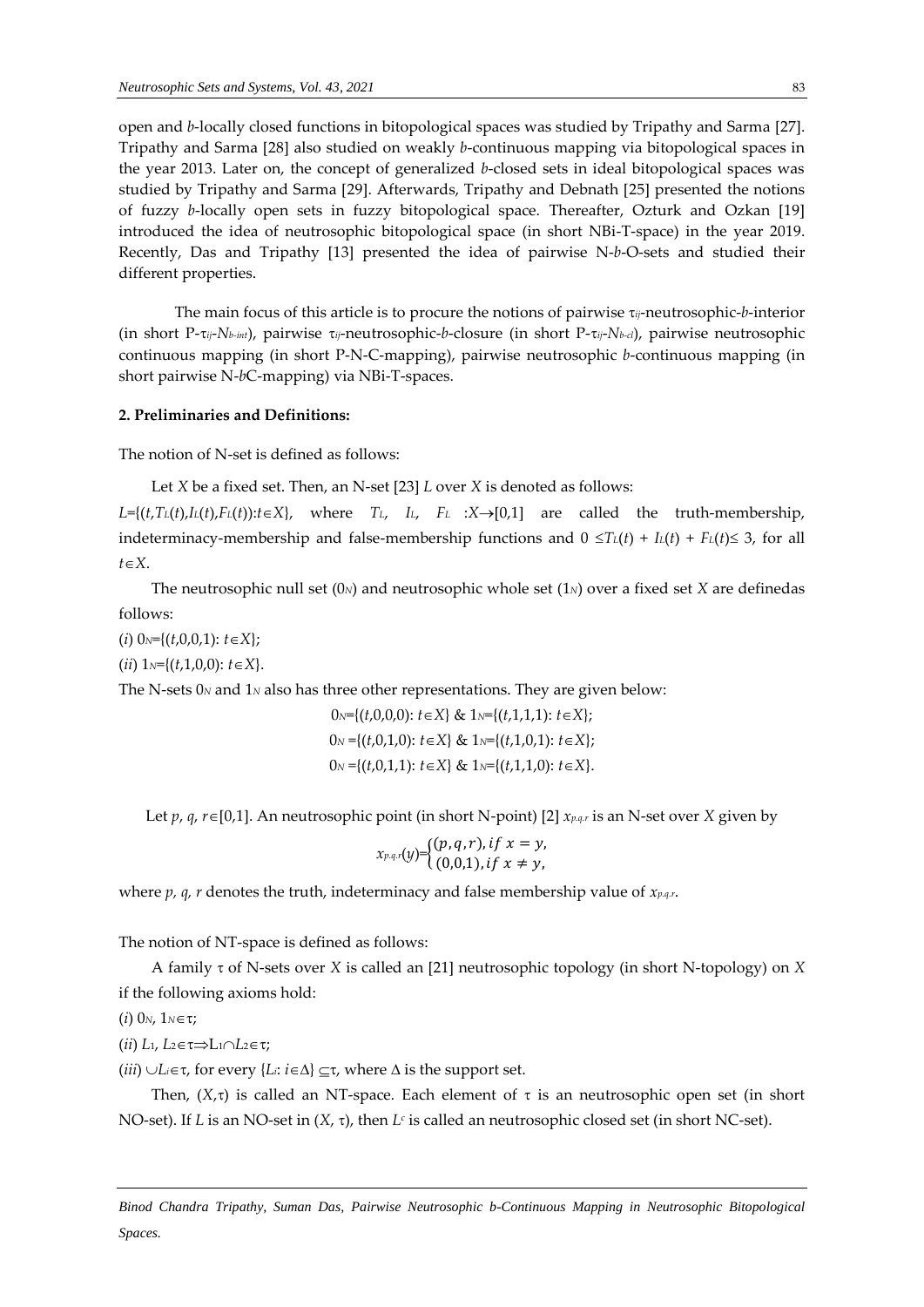open and *b*-locally closed functions in bitopological spaces was studied by Tripathy and Sarma [27]. Tripathy and Sarma [28] also studied on weakly *b*-continuous mapping via bitopological spaces in the year 2013. Later on, the concept of generalized *b*-closed sets in ideal bitopological spaces was studied by Tripathy and Sarma [29]. Afterwards, Tripathy and Debnath [25] presented the notions of fuzzy *b*-locally open sets in fuzzy bitopological space. Thereafter, Ozturk and Ozkan [19] introduced the idea of neutrosophic bitopological space (in short NBi-T-space) in the year 2019. Recently, Das and Tripathy [13] presented the idea of pairwise N-*b*-O-sets and studied their different properties.

The main focus of this article is to procure the notions of pairwise $\tau_{ij}$-neutrosophic-*b*-interior (in short P-$\tau_{ij}$-$N_{b\text{-}int}$), pairwise $\tau_{ij}$-neutrosophic-*b*-closure (in short P-$\tau_{ij}$-$N_{b\text{-}cl}$), pairwise neutrosophic continuous mapping (in short P-N-C-mapping), pairwise neutrosophic *b*-continuous mapping (in short pairwise N-*b*C-mapping) via NBi-T-spaces.

## 2. Preliminaries and Definitions:

The notion of N-set is defined as follows:

Let $X$ be a fixed set. Then, an N-set [23] $L$ over $X$ is denoted as follows:

$L=\{(t,T_L(t),I_L(t),F_L(t)):t\in X\}$, where $T_L$, $I_L$, $F_L$ $:X\rightarrow[0,1]$ are called the truth-membership, indeterminacy-membership and false-membership functions and $0 \leq T_L(t) + I_L(t) + F_L(t)\leq 3$, for all $t\in X$.

The neutrosophic null set ($0_N$) and neutrosophic whole set ($1_N$) over a fixed set $X$ are definedas follows:

(*i*) $0_N=\{(t,0,0,1): t\in X\}$;

(*ii*) $1_N=\{(t,1,0,0): t\in X\}$.

The N-sets $0_N$ and $1_N$ also has three other representations. They are given below:

$$0_N=\{(t,0,0,0): t\in X\} \ \& \ 1_N=\{(t,1,1,1): t\in X\};$$
$$0_N=\{(t,0,1,0): t\in X\} \ \& \ 1_N=\{(t,1,0,1): t\in X\};$$
$$0_N=\{(t,0,1,1): t\in X\} \ \& \ 1_N=\{(t,1,1,0): t\in X\}.$$

Let $p$, $q$, $r\in[0,1]$. An neutrosophic point (in short N-point) [2] $x_{p.q.r}$ is an N-set over $X$ given by

$$x_{p.q.r}(y)=\begin{cases}(p,q,r), if\ x=y,\\ (0,0,1), if\ x\neq y,\end{cases}$$

where $p$, $q$, $r$ denotes the truth, indeterminacy and false membership value of $x_{p.q.r}$.

The notion of NT-space is defined as follows:

A family $\tau$ of N-sets over $X$ is called an [21] neutrosophic topology (in short N-topology) on $X$ if the following axioms hold:

(*i*) $0_N$, $1_N\in\tau$;

(*ii*) $L_1$, $L_2\in\tau\Rightarrow L_1\cap L_2\in\tau$;

(*iii*) $\cup L_i\in\tau$, for every $\{L_i: i\in\Delta\}\subseteq\tau$, where $\Delta$ is the support set.

Then, $(X,\tau)$ is called an NT-space. Each element of $\tau$ is an neutrosophic open set (in short NO-set). If $L$ is an NO-set in $(X, \tau)$, then $L^c$ is called an neutrosophic closed set (in short NC-set).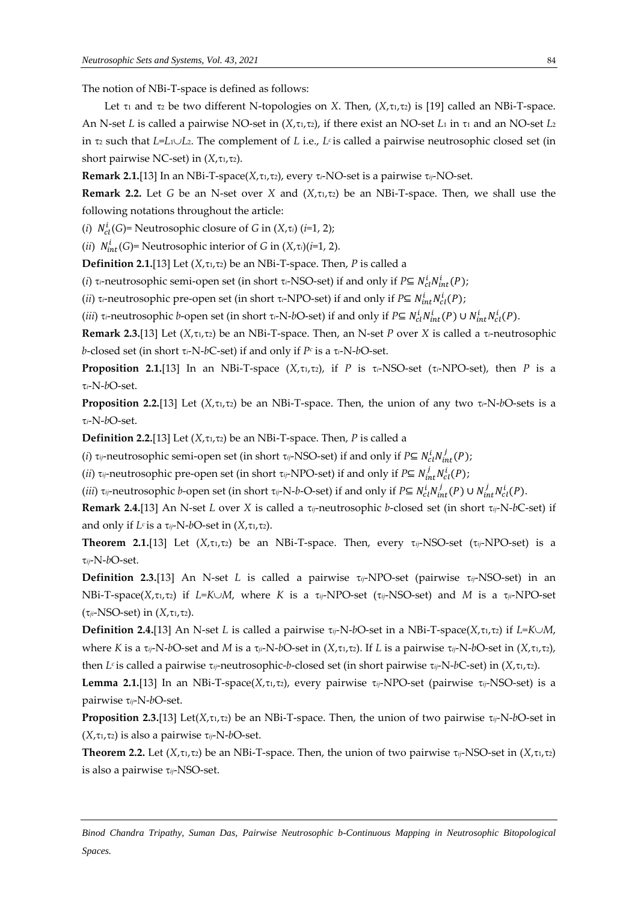The notion of NBi-T-space is defined as follows:

Let $\tau_1$ and $\tau_2$ be two different N-topologies on $X$. Then, $(X,\tau_1,\tau_2)$ is [19] called an NBi-T-space. An N-set $L$ is called a pairwise NO-set in $(X,\tau_1,\tau_2)$, if there exist an NO-set $L_1$ in $\tau_1$ and an NO-set $L_2$ in $\tau_2$ such that $L=L_1\cup L_2$. The complement of $L$ i.e., $L^c$ is called a pairwise neutrosophic closed set (in short pairwise NC-set) in $(X,\tau_1,\tau_2)$.

**Remark 2.1.**[13] In an NBi-T-space$(X,\tau_1,\tau_2)$, every $\tau_i$-NO-set is a pairwise $\tau_{ij}$-NO-set.

**Remark 2.2.** Let $G$ be an N-set over $X$ and $(X,\tau_1,\tau_2)$ be an NBi-T-space. Then, we shall use the following notations throughout the article:

(*i*) $N_{cl}^i(G)$= Neutrosophic closure of $G$ in $(X,\tau_i)$ ($i$=1, 2);

(*ii*) $N_{int}^i(G)$= Neutrosophic interior of $G$ in $(X,\tau_i)$($i$=1, 2).

**Definition 2.1.**[13] Let $(X,\tau_1,\tau_2)$ be an NBi-T-space. Then, $P$ is called a

(*i*) $\tau_i$-neutrosophic semi-open set (in short $\tau_i$-NSO-set) if and only if $P\subseteq N_{cl}^i N_{int}^i(P)$;

(*ii*) $\tau_i$-neutrosophic pre-open set (in short $\tau_i$-NPO-set) if and only if $P\subseteq N_{int}^i N_{cl}^i(P)$;

(*iii*) $\tau_i$-neutrosophic *b*-open set (in short $\tau_i$-N-*b*O-set) if and only if $P\subseteq N_{cl}^i N_{int}^i(P)\cup N_{int}^i N_{cl}^i(P)$.

**Remark 2.3.**[13] Let $(X,\tau_1,\tau_2)$ be an NBi-T-space. Then, an N-set $P$ over $X$ is called a $\tau_i$-neutrosophic *b*-closed set (in short $\tau_i$-N-*b*C-set) if and only if $P^c$ is a $\tau_i$-N-*b*O-set.

**Proposition 2.1.**[13] In an NBi-T-space $(X,\tau_1,\tau_2)$, if $P$ is $\tau_i$-NSO-set ($\tau_i$-NPO-set), then $P$ is a $\tau_i$-N-*b*O-set.

**Proposition 2.2.**[13] Let $(X,\tau_1,\tau_2)$ be an NBi-T-space. Then, the union of any two $\tau_i$-N-*b*O-sets is a $\tau_i$-N-*b*O-set.

**Definition 2.2.**[13] Let $(X,\tau_1,\tau_2)$ be an NBi-T-space. Then, $P$ is called a

(*i*) $\tau_{ij}$-neutrosophic semi-open set (in short $\tau_{ij}$-NSO-set) if and only if $P\subseteq N_{cl}^i N_{int}^j(P)$;

(*ii*) $\tau_{ij}$-neutrosophic pre-open set (in short $\tau_{ij}$-NPO-set) if and only if $P\subseteq N_{int}^j N_{cl}^i(P)$;

(*iii*) $\tau_{ij}$-neutrosophic *b*-open set (in short $\tau_{ij}$-N-*b*-O-set) if and only if $P\subseteq N_{cl}^i N_{int}^j(P)\cup N_{int}^j N_{cl}^i(P)$.

**Remark 2.4.**[13] An N-set $L$ over $X$ is called a $\tau_{ij}$-neutrosophic *b*-closed set (in short $\tau_{ij}$-N-*b*C-set) if and only if $L^c$ is a $\tau_{ij}$-N-*b*O-set in $(X,\tau_1,\tau_2)$.

**Theorem 2.1.**[13] Let $(X,\tau_1,\tau_2)$ be an NBi-T-space. Then, every $\tau_{ij}$-NSO-set ($\tau_{ij}$-NPO-set) is a $\tau_{ij}$-N-*b*O-set.

**Definition 2.3.**[13] An N-set $L$ is called a pairwise $\tau_{ij}$-NPO-set (pairwise $\tau_{ij}$-NSO-set) in an NBi-T-space$(X,\tau_1,\tau_2)$ if $L=K\cup M$, where $K$ is a $\tau_{ij}$-NPO-set ($\tau_{ij}$-NSO-set) and $M$ is a $\tau_{ji}$-NPO-set ($\tau_{ji}$-NSO-set) in $(X,\tau_1,\tau_2)$.

**Definition 2.4.**[13] An N-set $L$ is called a pairwise $\tau_{ij}$-N-*b*O-set in a NBi-T-space$(X,\tau_1,\tau_2)$ if $L=K\cup M$, where $K$ is a $\tau_{ij}$-N-*b*O-set and $M$ is a $\tau_{ji}$-N-*b*O-set in $(X,\tau_1,\tau_2)$. If $L$ is a pairwise $\tau_{ij}$-N-*b*O-set in $(X,\tau_1,\tau_2)$, then $L^c$ is called a pairwise $\tau_{ij}$-neutrosophic-*b*-closed set (in short pairwise $\tau_{ij}$-N-*b*C-set) in $(X,\tau_1,\tau_2)$.

**Lemma 2.1.**[13] In an NBi-T-space$(X,\tau_1,\tau_2)$, every pairwise $\tau_{ij}$-NPO-set (pairwise $\tau_{ij}$-NSO-set) is a pairwise $\tau_{ij}$-N-*b*O-set.

**Proposition 2.3.**[13] Let$(X,\tau_1,\tau_2)$ be an NBi-T-space. Then, the union of two pairwise $\tau_{ij}$-N-*b*O-set in $(X,\tau_1,\tau_2)$ is also a pairwise $\tau_{ij}$-N-*b*O-set.

**Theorem 2.2.** Let $(X,\tau_1,\tau_2)$ be an NBi-T-space. Then, the union of two pairwise $\tau_{ij}$-NSO-set in $(X,\tau_1,\tau_2)$ is also a pairwise $\tau_{ij}$-NSO-set.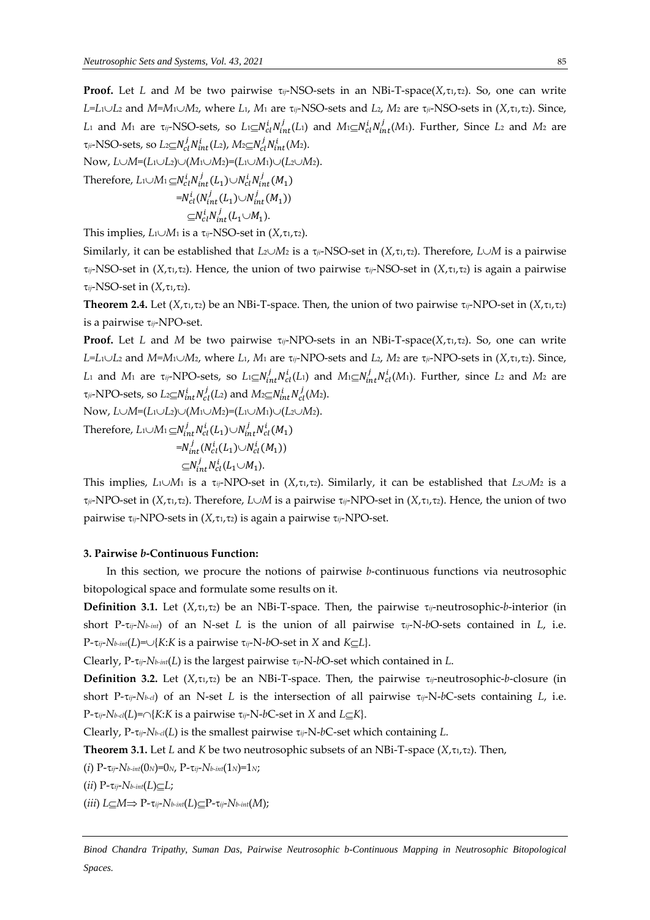**Proof.** Let $L$ and $M$ be two pairwise $\tau_{ij}$-NSO-sets in an NBi-T-space$(X,\tau_1,\tau_2)$. So, one can write $L=L_1\cup L_2$ and $M=M_1\cup M_2$, where $L_1$, $M_1$ are $\tau_{ij}$-NSO-sets and $L_2$, $M_2$ are $\tau_{ji}$-NSO-sets in $(X,\tau_1,\tau_2)$. Since, $L_1$ and $M_1$ are $\tau_{ij}$-NSO-sets, so $L_1\subseteq N_{cl}^{i}N_{int}^{j}(L_1)$ and $M_1\subseteq N_{cl}^{i}N_{int}^{j}(M_1)$. Further, Since $L_2$ and $M_2$ are $\tau_{ji}$-NSO-sets, so $L_2\subseteq N_{cl}^{j}N_{int}^{i}(L_2)$, $M_2\subseteq N_{cl}^{j}N_{int}^{i}(M_2)$.

Now, $L\cup M=(L_1\cup L_2)\cup(M_1\cup M_2)=(L_1\cup M_1)\cup(L_2\cup M_2)$.

Therefore, 
$$\begin{aligned} L_1\cup M_1 &\subseteq N_{cl}^{i}N_{int}^{j}(L_1)\cup N_{cl}^{i}N_{int}^{j}(M_1)\\ &=N_{cl}^{i}(N_{int}^{j}(L_1)\cup N_{int}^{j}(M_1))\\ &\subseteq N_{cl}^{i}N_{int}^{j}(L_1\cup M_1). \end{aligned}$$

This implies, $L_1\cup M_1$ is a $\tau_{ij}$-NSO-set in $(X,\tau_1,\tau_2)$.

Similarly, it can be established that $L_2\cup M_2$ is a $\tau_{ji}$-NSO-set in $(X,\tau_1,\tau_2)$. Therefore, $L\cup M$ is a pairwise $\tau_{ij}$-NSO-set in $(X,\tau_1,\tau_2)$. Hence, the union of two pairwise $\tau_{ij}$-NSO-set in $(X,\tau_1,\tau_2)$ is again a pairwise $\tau_{ij}$-NSO-set in $(X,\tau_1,\tau_2)$.

**Theorem 2.4.** Let $(X,\tau_1,\tau_2)$ be an NBi-T-space. Then, the union of two pairwise $\tau_{ij}$-NPO-set in $(X,\tau_1,\tau_2)$ is a pairwise $\tau_{ij}$-NPO-set.

**Proof.** Let $L$ and $M$ be two pairwise $\tau_{ij}$-NPO-sets in an NBi-T-space$(X,\tau_1,\tau_2)$. So, one can write $L=L_1\cup L_2$ and $M=M_1\cup M_2$, where $L_1$, $M_1$ are $\tau_{ij}$-NPO-sets and $L_2$, $M_2$ are $\tau_{ji}$-NPO-sets in $(X,\tau_1,\tau_2)$. Since, $L_1$ and $M_1$ are $\tau_{ij}$-NPO-sets, so $L_1\subseteq N_{int}^{j}N_{cl}^{i}(L_1)$ and $M_1\subseteq N_{int}^{j}N_{cl}^{i}(M_1)$. Further, since $L_2$ and $M_2$ are $\tau_{ji}$-NPO-sets, so $L_2\subseteq N_{int}^{i}N_{cl}^{j}(L_2)$ and $M_2\subseteq N_{int}^{i}N_{cl}^{j}(M_2)$.

Now, $L\cup M=(L_1\cup L_2)\cup(M_1\cup M_2)=(L_1\cup M_1)\cup(L_2\cup M_2)$.

Therefore, 
$$\begin{aligned} L_1\cup M_1 &\subseteq N_{int}^{j}N_{cl}^{i}(L_1)\cup N_{int}^{j}N_{cl}^{i}(M_1)\\ &=N_{int}^{j}(N_{cl}^{i}(L_1)\cup N_{cl}^{i}(M_1))\\ &\subseteq N_{int}^{j}N_{cl}^{i}(L_1\cup M_1). \end{aligned}$$

This implies, $L_1\cup M_1$ is a $\tau_{ij}$-NPO-set in $(X,\tau_1,\tau_2)$. Similarly, it can be established that $L_2\cup M_2$ is a $\tau_{ji}$-NPO-set in $(X,\tau_1,\tau_2)$. Therefore, $L\cup M$ is a pairwise $\tau_{ij}$-NPO-set in $(X,\tau_1,\tau_2)$. Hence, the union of two pairwise $\tau_{ij}$-NPO-sets in $(X,\tau_1,\tau_2)$ is again a pairwise $\tau_{ij}$-NPO-set.

### 3. Pairwise *b*-Continuous Function:

In this section, we procure the notions of pairwise *b*-continuous functions via neutrosophic bitopological space and formulate some results on it.

**Definition 3.1.** Let $(X,\tau_1,\tau_2)$ be an NBi-T-space. Then, the pairwise $\tau_{ij}$-neutrosophic-*b*-interior (in short P-$\tau_{ij}$-$N_{b\text{-}int}$) of an N-set $L$ is the union of all pairwise $\tau_{ij}$-N-*b*O-sets contained in $L$, i.e. P-$\tau_{ij}$-$N_{b\text{-}int}(L)=\cup\{K: K$ is a pairwise $\tau_{ij}$-N-*b*O-set in $X$ and $K\subseteq L\}$.

Clearly, P-$\tau_{ij}$-$N_{b\text{-}int}(L)$ is the largest pairwise $\tau_{ij}$-N-*b*O-set which contained in $L$.

**Definition 3.2.** Let $(X,\tau_1,\tau_2)$ be an NBi-T-space. Then, the pairwise $\tau_{ij}$-neutrosophic-*b*-closure (in short P-$\tau_{ij}$-$N_{b\text{-}cl}$) of an N-set $L$ is the intersection of all pairwise $\tau_{ij}$-N-*b*C-sets containing $L$, i.e. P-$\tau_{ij}$-$N_{b\text{-}cl}(L)=\cap\{K: K$ is a pairwise $\tau_{ij}$-N-*b*C-set in $X$ and $L\subseteq K\}$.

Clearly, P-$\tau_{ij}$-$N_{b\text{-}cl}(L)$ is the smallest pairwise $\tau_{ij}$-N-*b*C-set which containing $L$.

**Theorem 3.1.** Let $L$ and $K$ be two neutrosophic subsets of an NBi-T-space $(X,\tau_1,\tau_2)$. Then,

(*i*) P-$\tau_{ij}$-$N_{b\text{-}int}(0_N)=0_N$, P-$\tau_{ij}$-$N_{b\text{-}int}(1_N)=1_N$;

(*ii*) P-$\tau_{ij}$-$N_{b\text{-}int}(L)\subseteq L$;

(*iii*) $L\subseteq M\Rightarrow$ P-$\tau_{ij}$-$N_{b\text{-}int}(L)\subseteq$P-$\tau_{ij}$-$N_{b\text{-}int}(M)$;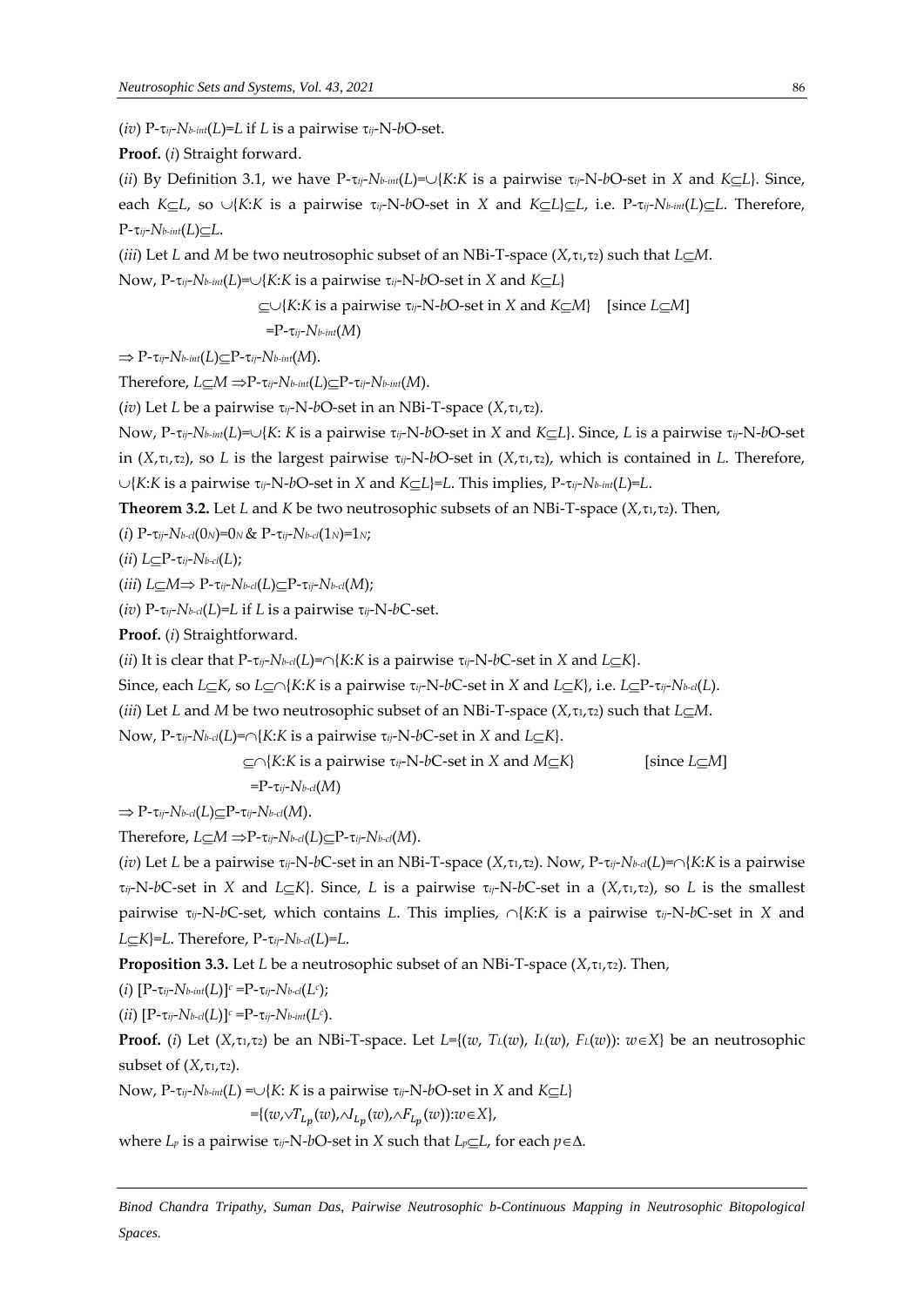($iv$) $P\text{-}\tau_{ij}\text{-}N_{b\text{-}int}(L)=L$ if $L$ is a pairwise $\tau_{ij}$-N-$b$O-set.

**Proof.** ($i$) Straight forward.

($ii$) By Definition 3.1, we have $P\text{-}\tau_{ij}\text{-}N_{b\text{-}int}(L)=\cup\{K{:}K$ is a pairwise $\tau_{ij}$-N-$b$O-set in $X$ and $K\subseteq L\}$. Since, each $K\subseteq L$, so $\cup\{K{:}K$ is a pairwise $\tau_{ij}$-N-$b$O-set in $X$ and $K\subseteq L\}\subseteq L$, i.e. $P\text{-}\tau_{ij}\text{-}N_{b\text{-}int}(L)\subseteq L$. Therefore, $P\text{-}\tau_{ij}\text{-}N_{b\text{-}int}(L)\subseteq L$.

($iii$) Let $L$ and $M$ be two neutrosophic subset of an NBi-T-space $(X,\tau_1,\tau_2)$ such that $L\subseteq M$.

Now, $P\text{-}\tau_{ij}\text{-}N_{b\text{-}int}(L)=\cup\{K{:}K$ is a pairwise $\tau_{ij}$-N-$b$O-set in $X$ and $K\subseteq L\}$

$\subseteq\cup\{K{:}K$ is a pairwise $\tau_{ij}$-N-$b$O-set in $X$ and $K\subseteq M\}$ [since $L\subseteq M$]

$=P\text{-}\tau_{ij}\text{-}N_{b\text{-}int}(M)$

$\Rightarrow P\text{-}\tau_{ij}\text{-}N_{b\text{-}int}(L)\subseteq P\text{-}\tau_{ij}\text{-}N_{b\text{-}int}(M)$.

Therefore, $L\subseteq M\Rightarrow P\text{-}\tau_{ij}\text{-}N_{b\text{-}int}(L)\subseteq P\text{-}\tau_{ij}\text{-}N_{b\text{-}int}(M)$.

($iv$) Let $L$ be a pairwise $\tau_{ij}$-N-$b$O-set in an NBi-T-space $(X,\tau_1,\tau_2)$.

Now, $P\text{-}\tau_{ij}\text{-}N_{b\text{-}int}(L)=\cup\{K{:}$ $K$ is a pairwise $\tau_{ij}$-N-$b$O-set in $X$ and $K\subseteq L\}$. Since, $L$ is a pairwise $\tau_{ij}$-N-$b$O-set in $(X,\tau_1,\tau_2)$, so $L$ is the largest pairwise $\tau_{ij}$-N-$b$O-set in $(X,\tau_1,\tau_2)$, which is contained in $L$. Therefore, $\cup\{K{:}K$ is a pairwise $\tau_{ij}$-N-$b$O-set in $X$ and $K\subseteq L\}=L$. This implies, $P\text{-}\tau_{ij}\text{-}N_{b\text{-}int}(L)=L$.

**Theorem 3.2.** Let $L$ and $K$ be two neutrosophic subsets of an NBi-T-space $(X,\tau_1,\tau_2)$. Then,

($i$) $P\text{-}\tau_{ij}\text{-}N_{b\text{-}cl}(0_N)=0_N$ & $P\text{-}\tau_{ij}\text{-}N_{b\text{-}cl}(1_N)=1_N$;

($ii$) $L\subseteq P\text{-}\tau_{ij}\text{-}N_{b\text{-}cl}(L)$;

($iii$) $L\subseteq M\Rightarrow P\text{-}\tau_{ij}\text{-}N_{b\text{-}cl}(L)\subseteq P\text{-}\tau_{ij}\text{-}N_{b\text{-}cl}(M)$;

($iv$) $P\text{-}\tau_{ij}\text{-}N_{b\text{-}cl}(L)=L$ if $L$ is a pairwise $\tau_{ij}$-N-$b$C-set.

**Proof.** ($i$) Straightforward.

($ii$) It is clear that $P\text{-}\tau_{ij}\text{-}N_{b\text{-}cl}(L)=\cap\{K{:}K$ is a pairwise $\tau_{ij}$-N-$b$C-set in $X$ and $L\subseteq K\}$.

Since, each $L\subseteq K$, so $L\subseteq\cap\{K{:}K$ is a pairwise $\tau_{ij}$-N-$b$C-set in $X$ and $L\subseteq K\}$, i.e. $L\subseteq P\text{-}\tau_{ij}\text{-}N_{b\text{-}cl}(L)$.

($iii$) Let $L$ and $M$ be two neutrosophic subset of an NBi-T-space $(X,\tau_1,\tau_2)$ such that $L\subseteq M$.

Now, $P\text{-}\tau_{ij}\text{-}N_{b\text{-}cl}(L)=\cap\{K{:}K$ is a pairwise $\tau_{ij}$-N-$b$C-set in $X$ and $L\subseteq K\}$.

$\subseteq\cap\{K{:}K$ is a pairwise $\tau_{ij}$-N-$b$C-set in $X$ and $M\subseteq K\}$ [since $L\subseteq M$]

$=P\text{-}\tau_{ij}\text{-}N_{b\text{-}cl}(M)$

$\Rightarrow P\text{-}\tau_{ij}\text{-}N_{b\text{-}cl}(L)\subseteq P\text{-}\tau_{ij}\text{-}N_{b\text{-}cl}(M)$.

Therefore, $L\subseteq M\Rightarrow P\text{-}\tau_{ij}\text{-}N_{b\text{-}cl}(L)\subseteq P\text{-}\tau_{ij}\text{-}N_{b\text{-}cl}(M)$.

($iv$) Let $L$ be a pairwise $\tau_{ij}$-N-$b$C-set in an NBi-T-space $(X,\tau_1,\tau_2)$. Now, $P\text{-}\tau_{ij}\text{-}N_{b\text{-}cl}(L)=\cap\{K{:}K$ is a pairwise $\tau_{ij}$-N-$b$C-set in $X$ and $L\subseteq K\}$. Since, $L$ is a pairwise $\tau_{ij}$-N-$b$C-set in a $(X,\tau_1,\tau_2)$, so $L$ is the smallest pairwise $\tau_{ij}$-N-$b$C-set, which contains $L$. This implies, $\cap\{K{:}K$ is a pairwise $\tau_{ij}$-N-$b$C-set in $X$ and $L\subseteq K\}=L$. Therefore, $P\text{-}\tau_{ij}\text{-}N_{b\text{-}cl}(L)=L$.

**Proposition 3.3.** Let $L$ be a neutrosophic subset of an NBi-T-space $(X,\tau_1,\tau_2)$. Then,

($i$) $[P\text{-}\tau_{ij}\text{-}N_{b\text{-}int}(L)]^c=P\text{-}\tau_{ij}\text{-}N_{b\text{-}cl}(L^c)$;

($ii$) $[P\text{-}\tau_{ij}\text{-}N_{b\text{-}cl}(L)]^c=P\text{-}\tau_{ij}\text{-}N_{b\text{-}int}(L^c)$.

**Proof.** ($i$) Let $(X,\tau_1,\tau_2)$ be an NBi-T-space. Let $L=\{(w,\ T_L(w),\ I_L(w),\ F_L(w)){:}\ w\in X\}$ be an neutrosophic subset of $(X,\tau_1,\tau_2)$.

Now, $P\text{-}\tau_{ij}\text{-}N_{b\text{-}int}(L)=\cup\{K{:}$ $K$ is a pairwise $\tau_{ij}$-N-$b$O-set in $X$ and $K\subseteq L\}$

$=\{(w,\vee T_{L_p}(w),\wedge I_{L_p}(w),\wedge F_{L_p}(w)){:}w\in X\}$,

where $L_p$ is a pairwise $\tau_{ij}$-N-$b$O-set in $X$ such that $L_p\subseteq L$, for each $p\in\Delta$.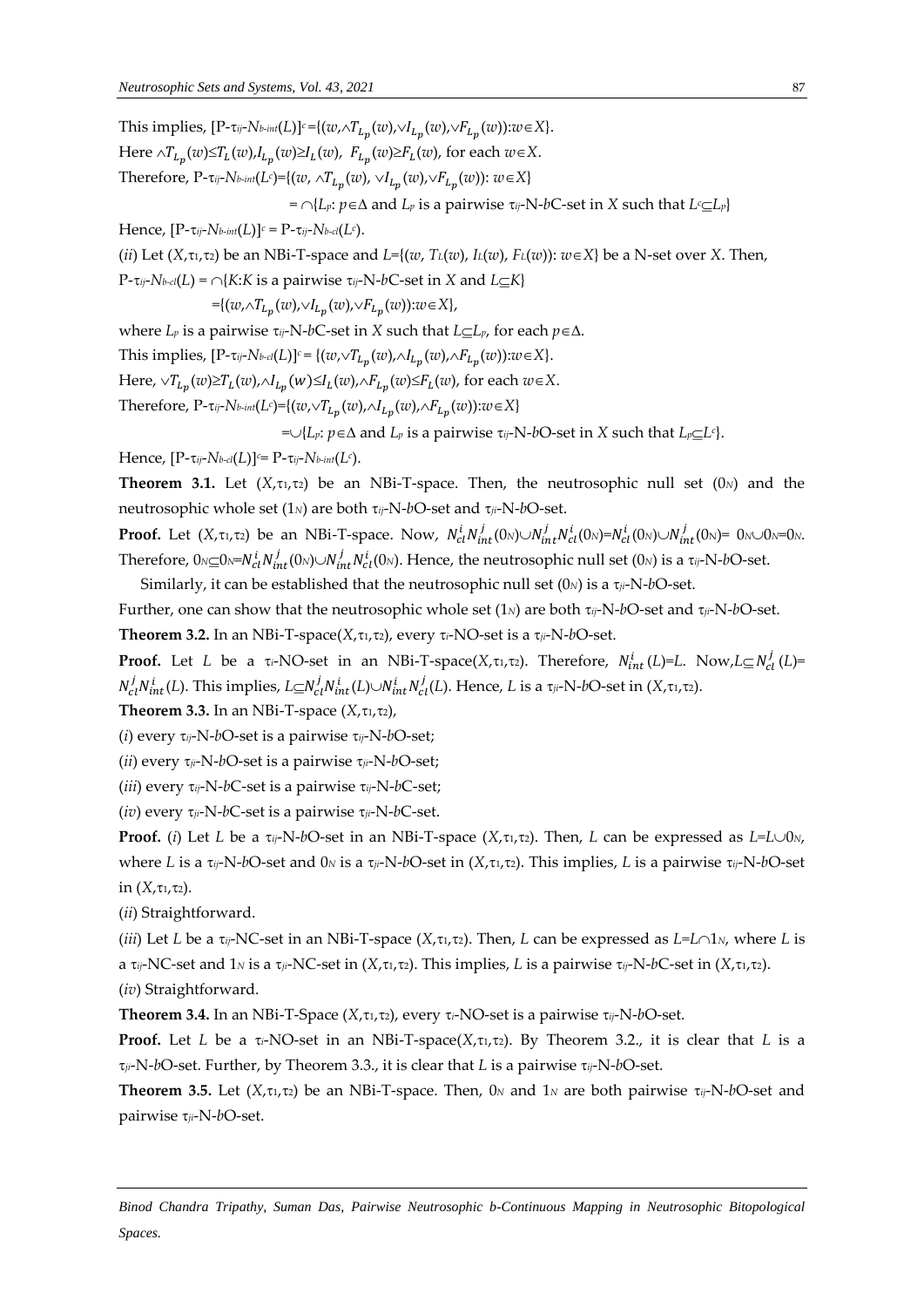This implies, $[\text{P-}\tau_{ij}\text{-}N_{b\text{-}int}(L)]^c=\{(w,\wedge T_{L_p}(w),\vee I_{L_p}(w),\vee F_{L_p}(w)):w\in X\}$.

Here $\wedge T_{L_p}(w)\leq T_L(w), I_{L_p}(w)\geq I_L(w),\ F_{L_p}(w)\geq F_L(w)$, for each $w\in X$.

Therefore, $\text{P-}\tau_{ij}\text{-}N_{b\text{-}int}(L^c)=\{(w,\ \wedge T_{L_p}(w),\ \vee I_{L_p}(w),\vee F_{L_p}(w)):\ w\in X\}$

$= \cap\{L_p: p\in\Delta$ and $L_p$ is a pairwise $\tau_{ij}$-N-$b$C-set in $X$ such that $L^c\sqsubseteq L_p\}$

Hence, $[\text{P-}\tau_{ij}\text{-}N_{b\text{-}int}(L)]^c = \text{P-}\tau_{ij}\text{-}N_{b\text{-}cl}(L^c)$.

(*ii*) Let $(X,\tau_1,\tau_2)$ be an NBi-T-space and $L=\{(w,\ T_L(w),\ I_L(w),\ F_L(w)):\ w\in X\}$ be a N-set over $X$. Then,

$\text{P-}\tau_{ij}\text{-}N_{b\text{-}cl}(L) = \cap\{K{:}K$ is a pairwise $\tau_{ij}$-N-$b$C-set in $X$ and $L\sqsubseteq K\}$

$=\{(w,\wedge T_{L_p}(w),\vee I_{L_p}(w),\vee F_{L_p}(w)):w\in X\}$,

where $L_p$ is a pairwise $\tau_{ij}$-N-$b$C-set in $X$ such that $L\sqsubseteq L_p$, for each $p\in\Delta$.

This implies, $[\text{P-}\tau_{ij}\text{-}N_{b\text{-}cl}(L)]^c = \{(w,\vee T_{L_p}(w),\wedge I_{L_p}(w),\wedge F_{L_p}(w)):w\in X\}$.

Here, $\vee T_{L_p}(w)\geq T_L(w),\wedge I_{L_p}(w)\leq I_L(w),\wedge F_{L_p}(w)\leq F_L(w)$, for each $w\in X$.

Therefore, $\text{P-}\tau_{ij}\text{-}N_{b\text{-}int}(L^c)=\{(w,\vee T_{L_p}(w),\wedge I_{L_p}(w),\wedge F_{L_p}(w)):w\in X\}$

$=\cup\{L_p: p\in\Delta$ and $L_p$ is a pairwise $\tau_{ij}$-N-$b$O-set in $X$ such that $L_p\sqsubseteq L^c\}$.

Hence, $[\text{P-}\tau_{ij}\text{-}N_{b\text{-}cl}(L)]^c = \text{P-}\tau_{ij}\text{-}N_{b\text{-}int}(L^c)$.

**Theorem 3.1.** Let $(X,\tau_1,\tau_2)$ be an NBi-T-space. Then, the neutrosophic null set $(0_N)$ and the neutrosophic whole set $(1_N)$ are both $\tau_{ij}$-N-$b$O-set and $\tau_{ji}$-N-$b$O-set.

**Proof.** Let $(X,\tau_1,\tau_2)$ be an NBi-T-space. Now, $N^i_{cl}N^j_{int}(0_N)\cup N^j_{int}N^i_{cl}(0_N)=N^i_{cl}(0_N)\cup N^j_{int}(0_N)=0_N\cup 0_N=0_N$. Therefore, $0_N\sqsubseteq 0_N=N^i_{cl}N^j_{int}(0_N)\cup N^j_{int}N^i_{cl}(0_N)$. Hence, the neutrosophic null set $(0_N)$ is a $\tau_{ij}$-N-$b$O-set.

Similarly, it can be established that the neutrosophic null set $(0_N)$ is a $\tau_{ji}$-N-$b$O-set.

Further, one can show that the neutrosophic whole set $(1_N)$ are both $\tau_{ij}$-N-$b$O-set and $\tau_{ji}$-N-$b$O-set.

**Theorem 3.2.** In an NBi-T-space$(X,\tau_1,\tau_2)$, every $\tau_i$-NO-set is a $\tau_{ji}$-N-$b$O-set.

**Proof.** Let $L$ be a $\tau_i$-NO-set in an NBi-T-space$(X,\tau_1,\tau_2)$. Therefore, $N^i_{int}(L)=L$. Now, $L\sqsubseteq N^j_{cl}(L)=N^j_{cl}N^i_{int}(L)$. This implies, $L\sqsubseteq N^j_{cl}N^i_{int}(L)\cup N^i_{int}N^j_{cl}(L)$. Hence, $L$ is a $\tau_{ji}$-N-$b$O-set in $(X,\tau_1,\tau_2)$.

**Theorem 3.3.** In an NBi-T-space $(X,\tau_1,\tau_2)$,

(*i*) every $\tau_{ij}$-N-$b$O-set is a pairwise $\tau_{ij}$-N-$b$O-set;

(*ii*) every $\tau_{ji}$-N-$b$O-set is a pairwise $\tau_{ji}$-N-$b$O-set;

(*iii*) every $\tau_{ij}$-N-$b$C-set is a pairwise $\tau_{ij}$-N-$b$C-set;

(*iv*) every $\tau_{ji}$-N-$b$C-set is a pairwise $\tau_{ji}$-N-$b$C-set.

**Proof.** (*i*) Let $L$ be a $\tau_{ij}$-N-$b$O-set in an NBi-T-space $(X,\tau_1,\tau_2)$. Then, $L$ can be expressed as $L=L\cup 0_N$, where $L$ is a $\tau_{ij}$-N-$b$O-set and $0_N$ is a $\tau_{ji}$-N-$b$O-set in $(X,\tau_1,\tau_2)$. This implies, $L$ is a pairwise $\tau_{ij}$-N-$b$O-set in $(X,\tau_1,\tau_2)$.

(*ii*) Straightforward.

(*iii*) Let $L$ be a $\tau_{ij}$-NC-set in an NBi-T-space $(X,\tau_1,\tau_2)$. Then, $L$ can be expressed as $L=L\cap 1_N$, where $L$ is a $\tau_{ij}$-NC-set and $1_N$ is a $\tau_{ji}$-NC-set in $(X,\tau_1,\tau_2)$. This implies, $L$ is a pairwise $\tau_{ij}$-N-$b$C-set in $(X,\tau_1,\tau_2)$.

(*iv*) Straightforward.

**Theorem 3.4.** In an NBi-T-Space $(X,\tau_1,\tau_2)$, every $\tau_i$-NO-set is a pairwise $\tau_{ij}$-N-$b$O-set.

**Proof.** Let $L$ be a $\tau_i$-NO-set in an NBi-T-space$(X,\tau_1,\tau_2)$. By Theorem 3.2., it is clear that $L$ is a $\tau_{ji}$-N-$b$O-set. Further, by Theorem 3.3., it is clear that $L$ is a pairwise $\tau_{ij}$-N-$b$O-set.

**Theorem 3.5.** Let $(X,\tau_1,\tau_2)$ be an NBi-T-space. Then, $0_N$ and $1_N$ are both pairwise $\tau_{ij}$-N-$b$O-set and pairwise $\tau_{ji}$-N-$b$O-set.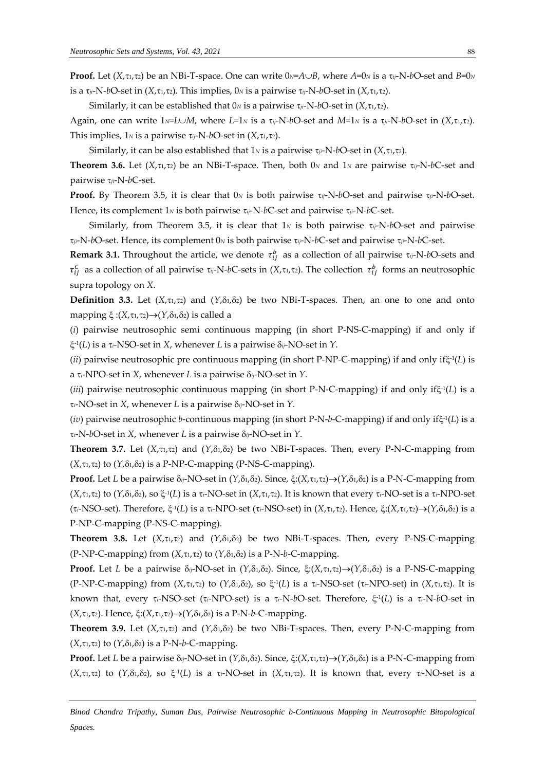**Proof.** Let $(X,\tau_1,\tau_2)$ be an NBi-T-space. One can write $0_N=A\cup B$, where $A=0_N$ is a $\tau_{ij}$-N-$b$O-set and $B=0_N$ is a $\tau_{ji}$-N-$b$O-set in $(X,\tau_1,\tau_2)$. This implies, $0_N$ is a pairwise $\tau_{ij}$-N-$b$O-set in $(X,\tau_1,\tau_2)$.

Similarly, it can be established that $0_N$ is a pairwise $\tau_{ji}$-N-$b$O-set in $(X,\tau_1,\tau_2)$.

Again, one can write $1_N=L\cup M$, where $L=1_N$ is a $\tau_{ij}$-N-$b$O-set and $M=1_N$ is a $\tau_{ji}$-N-$b$O-set in $(X,\tau_1,\tau_2)$. This implies, $1_N$ is a pairwise $\tau_{ij}$-N-$b$O-set in $(X,\tau_1,\tau_2)$.

Similarly, it can be also established that $1_N$ is a pairwise $\tau_{ji}$-N-$b$O-set in $(X,\tau_1,\tau_2)$.

**Theorem 3.6.** Let $(X,\tau_1,\tau_2)$ be an NBi-T-space. Then, both $0_N$ and $1_N$ are pairwise $\tau_{ij}$-N-$b$C-set and pairwise $\tau_{ji}$-N-$b$C-set.

**Proof.** By Theorem 3.5, it is clear that $0_N$ is both pairwise $\tau_{ij}$-N-$b$O-set and pairwise $\tau_{ji}$-N-$b$O-set. Hence, its complement $1_N$ is both pairwise $\tau_{ij}$-N-$b$C-set and pairwise $\tau_{ji}$-N-$b$C-set.

Similarly, from Theorem 3.5, it is clear that $1_N$ is both pairwise $\tau_{ij}$-N-$b$O-set and pairwise $\tau_{ji}$-N-$b$O-set. Hence, its complement $0_N$ is both pairwise $\tau_{ij}$-N-$b$C-set and pairwise $\tau_{ji}$-N-$b$C-set.

**Remark 3.1.** Throughout the article, we denote $\tau_{ij}^b$ as a collection of all pairwise $\tau_{ij}$-N-$b$O-sets and $\tau_{ij}^C$ as a collection of all pairwise $\tau_{ij}$-N-$b$C-sets in $(X,\tau_1,\tau_2)$. The collection $\tau_{ij}^b$ forms an neutrosophic supra topology on $X$.

**Definition 3.3.** Let $(X,\tau_1,\tau_2)$ and $(Y,\delta_1,\delta_2)$ be two NBi-T-spaces. Then, an one to one and onto mapping $\xi:(X,\tau_1,\tau_2)\rightarrow(Y,\delta_1,\delta_2)$ is called a

(*i*) pairwise neutrosophic semi continuous mapping (in short P-NS-C-mapping) if and only if $\xi^{-1}(L)$ is a $\tau_i$-NSO-set in $X$, whenever $L$ is a pairwise $\delta_{ij}$-NO-set in $Y$.

(*ii*) pairwise neutrosophic pre continuous mapping (in short P-NP-C-mapping) if and only if $\xi^{-1}(L)$ is a $\tau_i$-NPO-set in $X$, whenever $L$ is a pairwise $\delta_{ij}$-NO-set in $Y$.

(*iii*) pairwise neutrosophic continuous mapping (in short P-N-C-mapping) if and only if $\xi^{-1}(L)$ is a $\tau_i$-NO-set in $X$, whenever $L$ is a pairwise $\delta_{ij}$-NO-set in $Y$.

(*iv*) pairwise neutrosophic $b$-continuous mapping (in short P-N-$b$-C-mapping) if and only if $\xi^{-1}(L)$ is a $\tau_i$-N-$b$O-set in $X$, whenever $L$ is a pairwise $\delta_{ij}$-NO-set in $Y$.

**Theorem 3.7.** Let $(X,\tau_1,\tau_2)$ and $(Y,\delta_1,\delta_2)$ be two NBi-T-spaces. Then, every P-N-C-mapping from $(X,\tau_1,\tau_2)$ to $(Y,\delta_1,\delta_2)$ is a P-NP-C-mapping (P-NS-C-mapping).

**Proof.** Let $L$ be a pairwise $\delta_{ij}$-NO-set in $(Y,\delta_1,\delta_2)$. Since, $\xi:(X,\tau_1,\tau_2)\rightarrow(Y,\delta_1,\delta_2)$ is a P-N-C-mapping from $(X,\tau_1,\tau_2)$ to $(Y,\delta_1,\delta_2)$, so $\xi^{-1}(L)$ is a $\tau_i$-NO-set in $(X,\tau_1,\tau_2)$. It is known that every $\tau_i$-NO-set is a $\tau_i$-NPO-set ($\tau_i$-NSO-set). Therefore, $\xi^{-1}(L)$ is a $\tau_i$-NPO-set ($\tau_i$-NSO-set) in $(X,\tau_1,\tau_2)$. Hence, $\xi:(X,\tau_1,\tau_2)\rightarrow(Y,\delta_1,\delta_2)$ is a P-NP-C-mapping (P-NS-C-mapping).

**Theorem 3.8.** Let $(X,\tau_1,\tau_2)$ and $(Y,\delta_1,\delta_2)$ be two NBi-T-spaces. Then, every P-NS-C-mapping (P-NP-C-mapping) from $(X,\tau_1,\tau_2)$ to $(Y,\delta_1,\delta_2)$ is a P-N-$b$-C-mapping.

**Proof.** Let $L$ be a pairwise $\delta_{ij}$-NO-set in $(Y,\delta_1,\delta_2)$. Since, $\xi:(X,\tau_1,\tau_2)\rightarrow(Y,\delta_1,\delta_2)$ is a P-NS-C-mapping (P-NP-C-mapping) from $(X,\tau_1,\tau_2)$ to $(Y,\delta_1,\delta_2)$, so $\xi^{-1}(L)$ is a $\tau_i$-NSO-set ($\tau_i$-NPO-set) in $(X,\tau_1,\tau_2)$. It is known that, every $\tau_i$-NSO-set ($\tau_i$-NPO-set) is a $\tau_i$-N-$b$O-set. Therefore, $\xi^{-1}(L)$ is a $\tau_i$-N-$b$O-set in $(X,\tau_1,\tau_2)$. Hence, $\xi:(X,\tau_1,\tau_2)\rightarrow(Y,\delta_1,\delta_2)$ is a P-N-$b$-C-mapping.

**Theorem 3.9.** Let $(X,\tau_1,\tau_2)$ and $(Y,\delta_1,\delta_2)$ be two NBi-T-spaces. Then, every P-N-C-mapping from $(X,\tau_1,\tau_2)$ to $(Y,\delta_1,\delta_2)$ is a P-N-$b$-C-mapping.

**Proof.** Let $L$ be a pairwise $\delta_{ij}$-NO-set in $(Y,\delta_1,\delta_2)$. Since, $\xi:(X,\tau_1,\tau_2)\rightarrow(Y,\delta_1,\delta_2)$ is a P-N-C-mapping from $(X,\tau_1,\tau_2)$ to $(Y,\delta_1,\delta_2)$, so $\xi^{-1}(L)$ is a $\tau_i$-NO-set in $(X,\tau_1,\tau_2)$. It is known that, every $\tau_i$-NO-set is a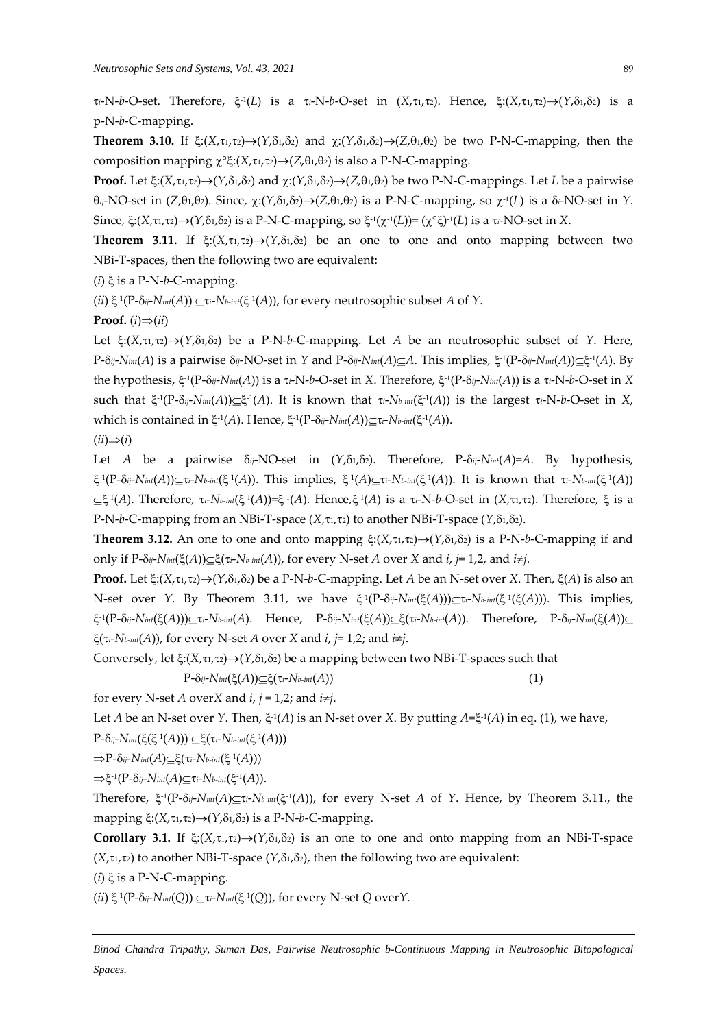$\tau_i$-N-$b$-O-set. Therefore, $\xi^{-1}(L)$ is a $\tau_i$-N-$b$-O-set in $(X,\tau_1,\tau_2)$. Hence, $\xi:(X,\tau_1,\tau_2)\rightarrow(Y,\delta_1,\delta_2)$ is a p-N-$b$-C-mapping.

**Theorem 3.10.** If $\xi:(X,\tau_1,\tau_2)\rightarrow(Y,\delta_1,\delta_2)$ and $\chi:(Y,\delta_1,\delta_2)\rightarrow(Z,\theta_1,\theta_2)$ be two P-N-C-mapping, then the composition mapping $\chi^\circ\xi:(X,\tau_1,\tau_2)\rightarrow(Z,\theta_1,\theta_2)$ is also a P-N-C-mapping.

**Proof.** Let $\xi:(X,\tau_1,\tau_2)\rightarrow(Y,\delta_1,\delta_2)$ and $\chi:(Y,\delta_1,\delta_2)\rightarrow(Z,\theta_1,\theta_2)$ be two P-N-C-mappings. Let $L$ be a pairwise $\theta_{ij}$-NO-set in $(Z,\theta_1,\theta_2)$. Since, $\chi:(Y,\delta_1,\delta_2)\rightarrow(Z,\theta_1,\theta_2)$ is a P-N-C-mapping, so $\chi^{-1}(L)$ is a $\delta_i$-NO-set in $Y$. Since, $\xi:(X,\tau_1,\tau_2)\rightarrow(Y,\delta_1,\delta_2)$ is a P-N-C-mapping, so $\xi^{-1}(\chi^{-1}(L))=(\chi^\circ\xi)^{-1}(L)$ is a $\tau_i$-NO-set in $X$.

**Theorem 3.11.** If $\xi:(X,\tau_1,\tau_2)\rightarrow(Y,\delta_1,\delta_2)$ be an one to one and onto mapping between two NBi-T-spaces, then the following two are equivalent:

($i$) $\xi$ is a P-N-$b$-C-mapping.

($ii$) $\xi^{-1}(\text{P-}\delta_{ij}\text{-}N_{int}(A))\subseteq\tau_i\text{-}N_{b\text{-}int}(\xi^{-1}(A))$, for every neutrosophic subset $A$ of $Y$.

**Proof.** ($i$)$\Rightarrow$($ii$)

Let $\xi:(X,\tau_1,\tau_2)\rightarrow(Y,\delta_1,\delta_2)$ be a P-N-$b$-C-mapping. Let $A$ be an neutrosophic subset of $Y$. Here, $\text{P-}\delta_{ij}\text{-}N_{int}(A)$ is a pairwise $\delta_{ij}$-NO-set in $Y$ and $\text{P-}\delta_{ij}\text{-}N_{int}(A)\subseteq A$. This implies, $\xi^{-1}(\text{P-}\delta_{ij}\text{-}N_{int}(A))\subseteq\xi^{-1}(A)$. By the hypothesis, $\xi^{-1}(\text{P-}\delta_{ij}\text{-}N_{int}(A))$ is a $\tau_i$-N-$b$-O-set in $X$. Therefore, $\xi^{-1}(\text{P-}\delta_{ij}\text{-}N_{int}(A))$ is a $\tau_i$-N-$b$-O-set in $X$ such that $\xi^{-1}(\text{P-}\delta_{ij}\text{-}N_{int}(A))\subseteq\xi^{-1}(A)$. It is known that $\tau_i\text{-}N_{b\text{-}int}(\xi^{-1}(A))$ is the largest $\tau_i$-N-$b$-O-set in $X$, which is contained in $\xi^{-1}(A)$. Hence, $\xi^{-1}(\text{P-}\delta_{ij}\text{-}N_{int}(A))\subseteq\tau_i\text{-}N_{b\text{-}int}(\xi^{-1}(A))$.

($ii$)$\Rightarrow$($i$)

Let $A$ be a pairwise $\delta_{ij}$-NO-set in $(Y,\delta_1,\delta_2)$. Therefore, $\text{P-}\delta_{ij}\text{-}N_{int}(A)=A$. By hypothesis, $\xi^{-1}(\text{P-}\delta_{ij}\text{-}N_{int}(A))\subseteq\tau_i\text{-}N_{b\text{-}int}(\xi^{-1}(A))$. This implies, $\xi^{-1}(A)\subseteq\tau_i\text{-}N_{b\text{-}int}(\xi^{-1}(A))$. It is known that $\tau_i\text{-}N_{b\text{-}int}(\xi^{-1}(A))\subseteq\xi^{-1}(A)$. Therefore, $\tau_i\text{-}N_{b\text{-}int}(\xi^{-1}(A))=\xi^{-1}(A)$. Hence, $\xi^{-1}(A)$ is a $\tau_i$-N-$b$-O-set in $(X,\tau_1,\tau_2)$. Therefore, $\xi$ is a P-N-$b$-C-mapping from an NBi-T-space $(X,\tau_1,\tau_2)$ to another NBi-T-space $(Y,\delta_1,\delta_2)$.

**Theorem 3.12.** An one to one and onto mapping $\xi:(X,\tau_1,\tau_2)\rightarrow(Y,\delta_1,\delta_2)$ is a P-N-$b$-C-mapping if and only if $\text{P-}\delta_{ij}\text{-}N_{int}(\xi(A))\subseteq\xi(\tau_i\text{-}N_{b\text{-}int}(A))$, for every N-set $A$ over $X$ and $i$, $j$= 1,2, and $i\neq j$.

**Proof.** Let $\xi:(X,\tau_1,\tau_2)\rightarrow(Y,\delta_1,\delta_2)$ be a P-N-$b$-C-mapping. Let $A$ be an N-set over $X$. Then, $\xi(A)$ is also an N-set over $Y$. By Theorem 3.11, we have $\xi^{-1}(\text{P-}\delta_{ij}\text{-}N_{int}(\xi(A)))\subseteq\tau_i\text{-}N_{b\text{-}int}(\xi^{-1}(\xi(A)))$. This implies, $\xi^{-1}(\text{P-}\delta_{ij}\text{-}N_{int}(\xi(A)))\subseteq\tau_i\text{-}N_{b\text{-}int}(A)$. Hence, $\text{P-}\delta_{ij}\text{-}N_{int}(\xi(A))\subseteq\xi(\tau_i\text{-}N_{b\text{-}int}(A))$. Therefore, $\text{P-}\delta_{ij}\text{-}N_{int}(\xi(A))\subseteq\xi(\tau_i\text{-}N_{b\text{-}int}(A))$, for every N-set $A$ over $X$ and $i$, $j$= 1,2; and $i\neq j$.

Conversely, let $\xi:(X,\tau_1,\tau_2)\rightarrow(Y,\delta_1,\delta_2)$ be a mapping between two NBi-T-spaces such that

$$\text{P-}\delta_{ij}\text{-}N_{int}(\xi(A))\subseteq\xi(\tau_i\text{-}N_{b\text{-}int}(A)) \quad (1)$$

for every N-set $A$ over $X$ and $i$, $j$ = 1,2; and $i\neq j$.

Let $A$ be an N-set over $Y$. Then, $\xi^{-1}(A)$ is an N-set over $X$. By putting $A=\xi^{-1}(A)$ in eq. (1), we have,

$\text{P-}\delta_{ij}\text{-}N_{int}(\xi(\xi^{-1}(A)))\subseteq\xi(\tau_i\text{-}N_{b\text{-}int}(\xi^{-1}(A)))$

$\Rightarrow\text{P-}\delta_{ij}\text{-}N_{int}(A)\subseteq\xi(\tau_i\text{-}N_{b\text{-}int}(\xi^{-1}(A)))$

$\Rightarrow\xi^{-1}(\text{P-}\delta_{ij}\text{-}N_{int}(A)\subseteq\tau_i\text{-}N_{b\text{-}int}(\xi^{-1}(A))$.

Therefore, $\xi^{-1}(\text{P-}\delta_{ij}\text{-}N_{int}(A)\subseteq\tau_i\text{-}N_{b\text{-}int}(\xi^{-1}(A))$, for every N-set $A$ of $Y$. Hence, by Theorem 3.11., the mapping $\xi:(X,\tau_1,\tau_2)\rightarrow(Y,\delta_1,\delta_2)$ is a P-N-$b$-C-mapping.

**Corollary 3.1.** If $\xi:(X,\tau_1,\tau_2)\rightarrow(Y,\delta_1,\delta_2)$ is an one to one and onto mapping from an NBi-T-space $(X,\tau_1,\tau_2)$ to another NBi-T-space $(Y,\delta_1,\delta_2)$, then the following two are equivalent:

($i$) $\xi$ is a P-N-C-mapping.

($ii$) $\xi^{-1}(\text{P-}\delta_{ij}\text{-}N_{int}(Q))\subseteq\tau_i\text{-}N_{int}(\xi^{-1}(Q))$, for every N-set $Q$ over $Y$.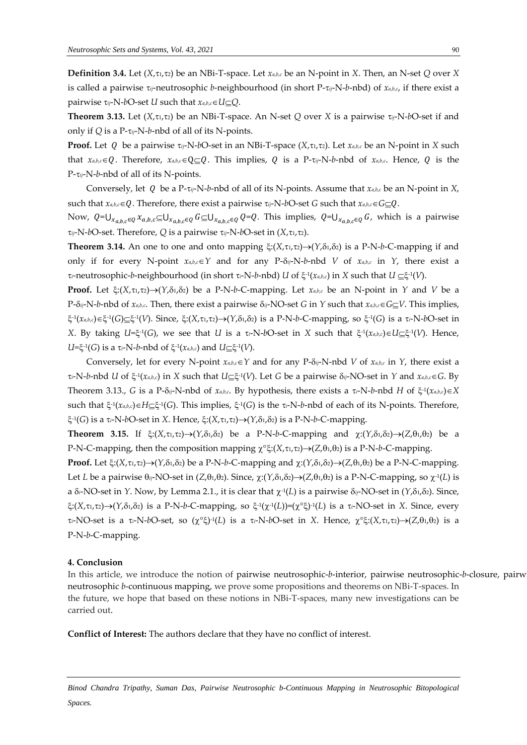**Definition 3.4.** Let $(X,\tau_1,\tau_2)$ be an NBi-T-space. Let $x_{a,b,c}$ be an N-point in $X$. Then, an N-set $Q$ over $X$ is called a pairwise $\tau_{ij}$-neutrosophic $b$-neighbourhood (in short P-$\tau_{ij}$-N-$b$-nbd) of $x_{a,b,c}$, if there exist a pairwise $\tau_{ij}$-N-$b$O-set $U$ such that $x_{a,b,c}\in U\subseteq Q$.

**Theorem 3.13.** Let $(X,\tau_1,\tau_2)$ be an NBi-T-space. An N-set $Q$ over $X$ is a pairwise $\tau_{ij}$-N-$b$O-set if and only if $Q$ is a P-$\tau_{ij}$-N-$b$-nbd of all of its N-points.

**Proof.** Let $Q$ be a pairwise $\tau_{ij}$-N-$b$O-set in an NBi-T-space $(X,\tau_1,\tau_2)$. Let $x_{a,b,c}$ be an N-point in $X$ such that $x_{a,b,c}\in Q$. Therefore, $x_{a,b,c}\in Q\subseteq Q$. This implies, $Q$ is a P-$\tau_{ij}$-N-$b$-nbd of $x_{a,b,c}$. Hence, $Q$ is the P-$\tau_{ij}$-N-$b$-nbd of all of its N-points.

Conversely, let $Q$ be a P-$\tau_{ij}$-N-$b$-nbd of all of its N-points. Assume that $x_{a,b,c}$ be an N-point in $X$, such that $x_{a,b,c}\in Q$. Therefore, there exist a pairwise $\tau_{ij}$-N-$b$O-set $G$ such that $x_{a,b,c}\in G\subseteq Q$.

Now, $Q=\cup_{x_{a,b,c}\in Q}x_{a,b,c}\subseteq\cup_{x_{a,b,c}\in Q}G\subseteq\cup_{x_{a,b,c}\in Q}Q=Q$. This implies, $Q=\cup_{x_{a,b,c}\in Q}G$, which is a pairwise $\tau_{ij}$-N-$b$O-set. Therefore, $Q$ is a pairwise $\tau_{ij}$-N-$b$O-set in $(X,\tau_1,\tau_2)$.

**Theorem 3.14.** An one to one and onto mapping $\xi:(X,\tau_1,\tau_2)\rightarrow(Y,\delta_1,\delta_2)$ is a P-N-$b$-C-mapping if and only if for every N-point $x_{a,b,c}\in Y$ and for any P-$\delta_{ij}$-N-$b$-nbd $V$ of $x_{a,b,c}$ in $Y$, there exist a $\tau_i$-neutrosophic-$b$-neighbourhood (in short $\tau_i$-N-$b$-nbd) $U$ of $\xi^{-1}(x_{a,b,c})$ in $X$ such that $U\subseteq\xi^{-1}(V)$.

**Proof.** Let $\xi:(X,\tau_1,\tau_2)\rightarrow(Y,\delta_1,\delta_2)$ be a P-N-$b$-C-mapping. Let $x_{a,b,c}$ be an N-point in $Y$ and $V$ be a P-$\delta_{ij}$-N-$b$-nbd of $x_{a,b,c}$. Then, there exist a pairwise $\delta_{ij}$-NO-set $G$ in $Y$ such that $x_{a,b,c}\in G\subseteq V$. This implies, $\xi^{-1}(x_{a,b,c})\in\xi^{-1}(G)\subseteq\xi^{-1}(V)$. Since, $\xi:(X,\tau_1,\tau_2)\rightarrow(Y,\delta_1,\delta_2)$ is a P-N-$b$-C-mapping, so $\xi^{-1}(G)$ is a $\tau_i$-N-$b$O-set in $X$. By taking $U=\xi^{-1}(G)$, we see that $U$ is a $\tau_i$-N-$b$O-set in $X$ such that $\xi^{-1}(x_{a,b,c})\in U\subseteq\xi^{-1}(V)$. Hence, $U=\xi^{-1}(G)$ is a $\tau_i$-N-$b$-nbd of $\xi^{-1}(x_{a,b,c})$ and $U\subseteq\xi^{-1}(V)$.

Conversely, let for every N-point $x_{a,b,c}\in Y$ and for any P-$\delta_{ij}$-N-nbd $V$ of $x_{a,b,c}$ in $Y$, there exist a $\tau_i$-N-$b$-nbd $U$ of $\xi^{-1}(x_{a,b,c})$ in $X$ such that $U\subseteq\xi^{-1}(V)$. Let $G$ be a pairwise $\delta_{ij}$-NO-set in $Y$ and $x_{a,b,c}\in G$. By Theorem 3.13., $G$ is a P-$\delta_{ij}$-N-nbd of $x_{a,b,c}$. By hypothesis, there exists a $\tau_i$-N-$b$-nbd $H$ of $\xi^{-1}(x_{a,b,c})\in X$ such that $\xi^{-1}(x_{a,b,c})\in H\subseteq\xi^{-1}(G)$. This implies, $\xi^{-1}(G)$ is the $\tau_i$-N-$b$-nbd of each of its N-points. Therefore, $\xi^{-1}(G)$ is a $\tau_i$-N-$b$O-set in $X$. Hence, $\xi:(X,\tau_1,\tau_2)\rightarrow(Y,\delta_1,\delta_2)$ is a P-N-$b$-C-mapping.

**Theorem 3.15.** If $\xi:(X,\tau_1,\tau_2)\rightarrow(Y,\delta_1,\delta_2)$ be a P-N-$b$-C-mapping and $\chi:(Y,\delta_1,\delta_2)\rightarrow(Z,\theta_1,\theta_2)$ be a P-N-C-mapping, then the composition mapping $\chi\circ\xi:(X,\tau_1,\tau_2)\rightarrow(Z,\theta_1,\theta_2)$ is a P-N-$b$-C-mapping.

**Proof.** Let $\xi:(X,\tau_1,\tau_2)\rightarrow(Y,\delta_1,\delta_2)$ be a P-N-$b$-C-mapping and $\chi:(Y,\delta_1,\delta_2)\rightarrow(Z,\theta_1,\theta_2)$ be a P-N-C-mapping. Let $L$ be a pairwise $\theta_{ij}$-NO-set in $(Z,\theta_1,\theta_2)$. Since, $\chi:(Y,\delta_1,\delta_2)\rightarrow(Z,\theta_1,\theta_2)$ is a P-N-C-mapping, so $\chi^{-1}(L)$ is a $\delta_i$-NO-set in $Y$. Now, by Lemma 2.1., it is clear that $\chi^{-1}(L)$ is a pairwise $\delta_{ij}$-NO-set in $(Y,\delta_1,\delta_2)$. Since, $\xi:(X,\tau_1,\tau_2)\rightarrow(Y,\delta_1,\delta_2)$ is a P-N-$b$-C-mapping, so $\xi^{-1}(\chi^{-1}(L))=(\chi\circ\xi)^{-1}(L)$ is a $\tau_i$-NO-set in $X$. Since, every $\tau_i$-NO-set is a $\tau_i$-N-$b$O-set, so $(\chi\circ\xi)^{-1}(L)$ is a $\tau_i$-N-$b$O-set in $X$. Hence, $\chi\circ\xi:(X,\tau_1,\tau_2)\rightarrow(Z,\theta_1,\theta_2)$ is a P-N-$b$-C-mapping.

## 4. Conclusion

In this article, we introduce the notion of pairwise neutrosophic-$b$-interior, pairwise neutrosophic-$b$-closure, pairwise neutrosophic $b$-continuous mapping, we prove some propositions and theorems on NBi-T-spaces. In the future, we hope that based on these notions in NBi-T-spaces, many new investigations can be carried out.

**Conflict of Interest:** The authors declare that they have no conflict of interest.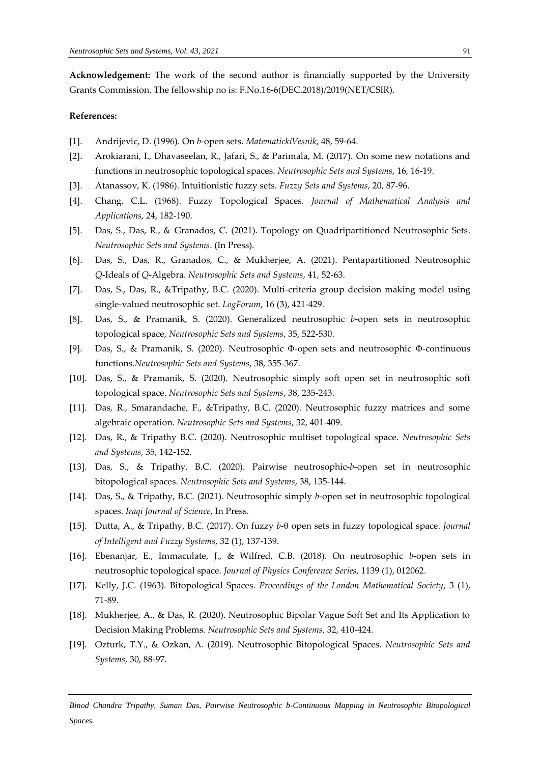**Acknowledgement:** The work of the second author is financially supported by the University Grants Commission. The fellowship no is: F.No.16-6(DEC.2018)/2019(NET/CSIR).

**References:**

[1]. Andrijevic, D. (1996). On *b*-open sets. *MatematickiVesnik*, 48, 59-64.

[2]. Arokiarani, I., Dhavaseelan, R., Jafari, S., & Parimala, M. (2017). On some new notations and functions in neutrosophic topological spaces. *Neutrosophic Sets and Systems*, 16, 16-19.

[3]. Atanassov, K. (1986). Intuitionistic fuzzy sets. *Fuzzy Sets and Systems*, 20, 87-96.

[4]. Chang, C.L. (1968). Fuzzy Topological Spaces. *Journal of Mathematical Analysis and Applications*, 24, 182-190.

[5]. Das, S., Das, R., & Granados, C. (2021). Topology on Quadripartitioned Neutrosophic Sets. *Neutrosophic Sets and Systems*. (In Press).

[6]. Das, S., Das, R., Granados, C., & Mukherjee, A. (2021). Pentapartitioned Neutrosophic *Q*-Ideals of *Q*-Algebra. *Neutrosophic Sets and Systems*, 41, 52-63.

[7]. Das, S., Das, R., &Tripathy, B.C. (2020). Multi-criteria group decision making model using single-valued neutrosophic set. *LogForum*, 16 (3), 421-429.

[8]. Das, S., & Pramanik, S. (2020). Generalized neutrosophic *b*-open sets in neutrosophic topological space, *Neutrosophic Sets and Systems*, 35, 522-530.

[9]. Das, S., & Pramanik, S. (2020). Neutrosophic Φ-open sets and neutrosophic Φ-continuous functions.*Neutrosophic Sets and Systems*, 38, 355-367.

[10]. Das, S., & Pramanik, S. (2020). Neutrosophic simply soft open set in neutrosophic soft topological space. *Neutrosophic Sets and Systems*, 38, 235-243.

[11]. Das, R., Smarandache, F., &Tripathy, B.C. (2020). Neutrosophic fuzzy matrices and some algebraic operation. *Neutrosophic Sets and Systems*, 32, 401-409.

[12]. Das, R., & Tripathy B.C. (2020). Neutrosophic multiset topological space. *Neutrosophic Sets and Systems*, 35, 142-152.

[13]. Das, S., & Tripathy, B.C. (2020). Pairwise neutrosophic-*b*-open set in neutrosophic bitopological spaces. *Neutrosophic Sets and Systems*, 38, 135-144.

[14]. Das, S., & Tripathy, B.C. (2021). Neutrosophic simply *b*-open set in neutrosophic topological spaces. *Iraqi Journal of Science*, In Press.

[15]. Dutta, A., & Tripathy, B.C. (2017). On fuzzy *b*-θ open sets in fuzzy topological space. *Journal of Intelligent and Fuzzy Systems*, 32 (1), 137-139.

[16]. Ebenanjar, E., Immaculate, J., & Wilfred, C.B. (2018). On neutrosophic *b*-open sets in neutrosophic topological space. *Journal of Physics Conference Series*, 1139 (1), 012062.

[17]. Kelly, J.C. (1963). Bitopological Spaces. *Proceedings of the London Mathematical Society*, 3 (1), 71-89.

[18]. Mukherjee, A., & Das, R. (2020). Neutrosophic Bipolar Vague Soft Set and Its Application to Decision Making Problems. *Neutrosophic Sets and Systems*, 32, 410-424.

[19]. Ozturk, T.Y., & Ozkan, A. (2019). Neutrosophic Bitopological Spaces. *Neutrosophic Sets and Systems*, 30, 88-97.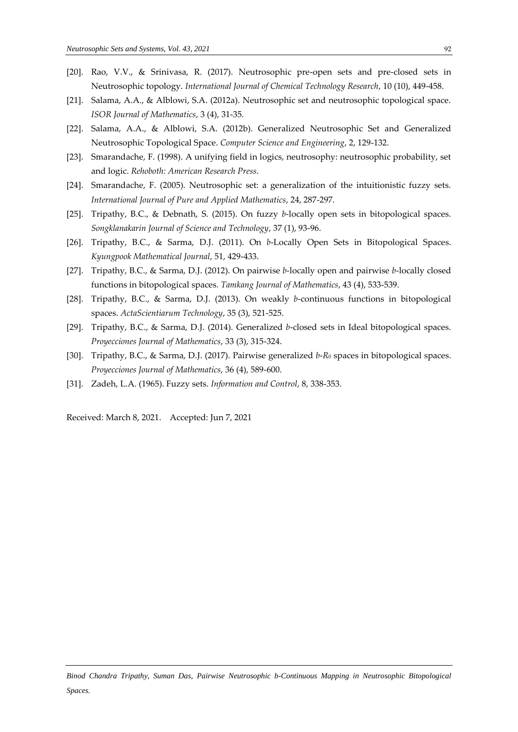[20]. Rao, V.V., & Srinivasa, R. (2017). Neutrosophic pre-open sets and pre-closed sets in Neutrosophic topology. *International Journal of Chemical Technology Research*, 10 (10), 449-458.

[21]. Salama, A.A., & Alblowi, S.A. (2012a). Neutrosophic set and neutrosophic topological space. *ISOR Journal of Mathematics*, 3 (4), 31-35.

[22]. Salama, A.A., & Alblowi, S.A. (2012b). Generalized Neutrosophic Set and Generalized Neutrosophic Topological Space. *Computer Science and Engineering*, 2, 129-132.

[23]. Smarandache, F. (1998). A unifying field in logics, neutrosophy: neutrosophic probability, set and logic. *Rehoboth: American Research Press*.

[24]. Smarandache, F. (2005). Neutrosophic set: a generalization of the intuitionistic fuzzy sets. *International Journal of Pure and Applied Mathematics*, 24, 287-297.

[25]. Tripathy, B.C., & Debnath, S. (2015). On fuzzy *b*-locally open sets in bitopological spaces. *Songklanakarin Journal of Science and Technology*, 37 (1), 93-96.

[26]. Tripathy, B.C., & Sarma, D.J. (2011). On *b*-Locally Open Sets in Bitopological Spaces. *Kyungpook Mathematical Journal*, 51, 429-433.

[27]. Tripathy, B.C., & Sarma, D.J. (2012). On pairwise *b*-locally open and pairwise *b*-locally closed functions in bitopological spaces. *Tamkang Journal of Mathematics*, 43 (4), 533-539.

[28]. Tripathy, B.C., & Sarma, D.J. (2013). On weakly *b*-continuous functions in bitopological spaces. *ActaScientiarum Technology*, 35 (3), 521-525.

[29]. Tripathy, B.C., & Sarma, D.J. (2014). Generalized *b*-closed sets in Ideal bitopological spaces. *Proyecciones Journal of Mathematics*, 33 (3), 315-324.

[30]. Tripathy, B.C., & Sarma, D.J. (2017). Pairwise generalized $b$-$R_0$ spaces in bitopological spaces. *Proyecciones Journal of Mathematics*, 36 (4), 589-600.

[31]. Zadeh, L.A. (1965). Fuzzy sets. *Information and Control*, 8, 338-353.

Received: March 8, 2021. Accepted: Jun 7, 2021